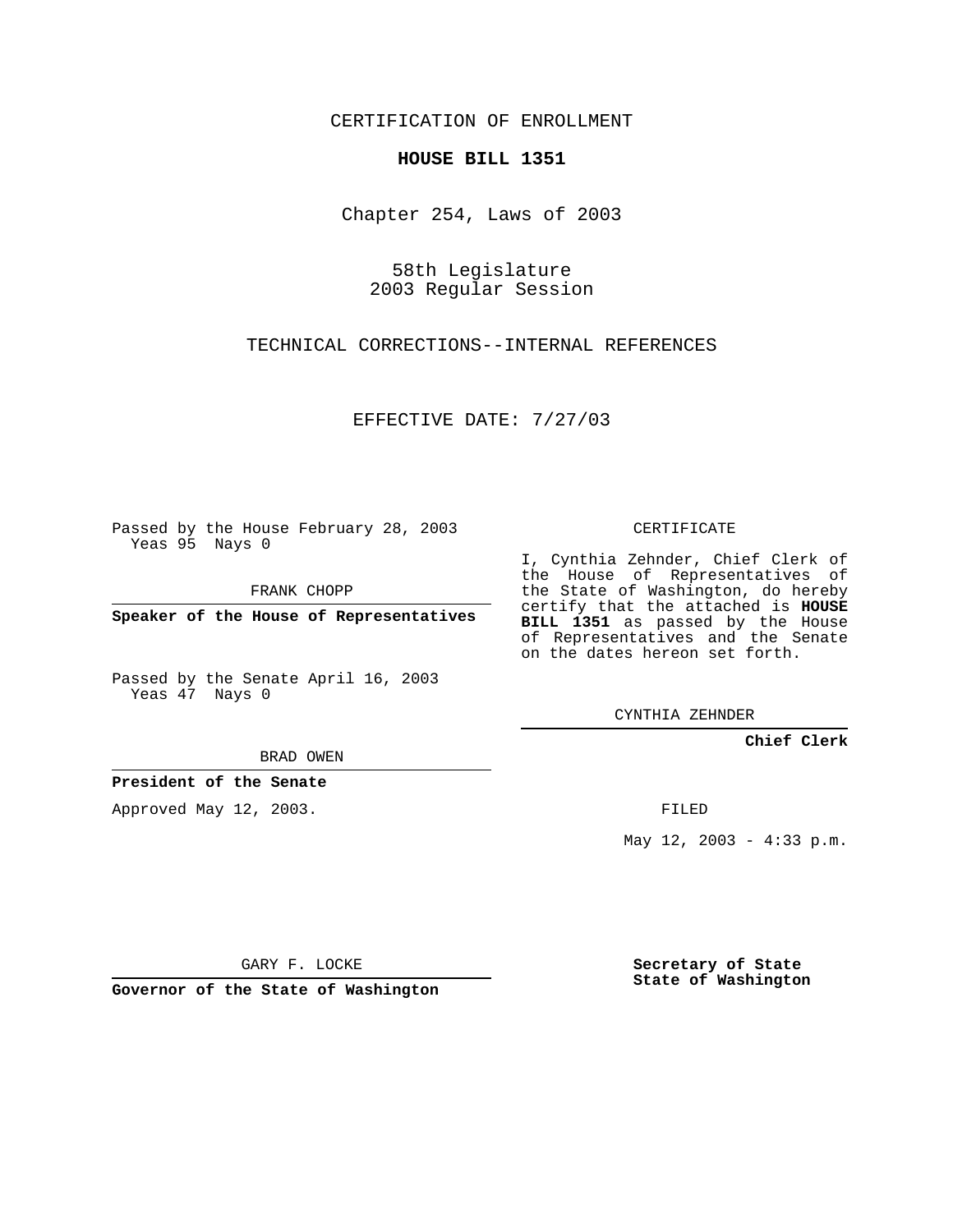CERTIFICATION OF ENROLLMENT

**HOUSE BILL 1351**

Chapter 254, Laws of 2003

58th Legislature
2003 Regular Session

TECHNICAL CORRECTIONS--INTERNAL REFERENCES

EFFECTIVE DATE: 7/27/03

Passed by the House February 28, 2003
Yeas 95 Nays 0

FRANK CHOPP

**Speaker of the House of Representatives**

Passed by the Senate April 16, 2003
Yeas 47 Nays 0

BRAD OWEN

**President of the Senate**

Approved May 12, 2003.

GARY F. LOCKE

**Governor of the State of Washington**

CERTIFICATE

I, Cynthia Zehnder, Chief Clerk of the House of Representatives of the State of Washington, do hereby certify that the attached is **HOUSE BILL 1351** as passed by the House of Representatives and the Senate on the dates hereon set forth.

CYNTHIA ZEHNDER

**Chief Clerk**

FILED

May 12, 2003 - 4:33 p.m.

**Secretary of State**
**State of Washington**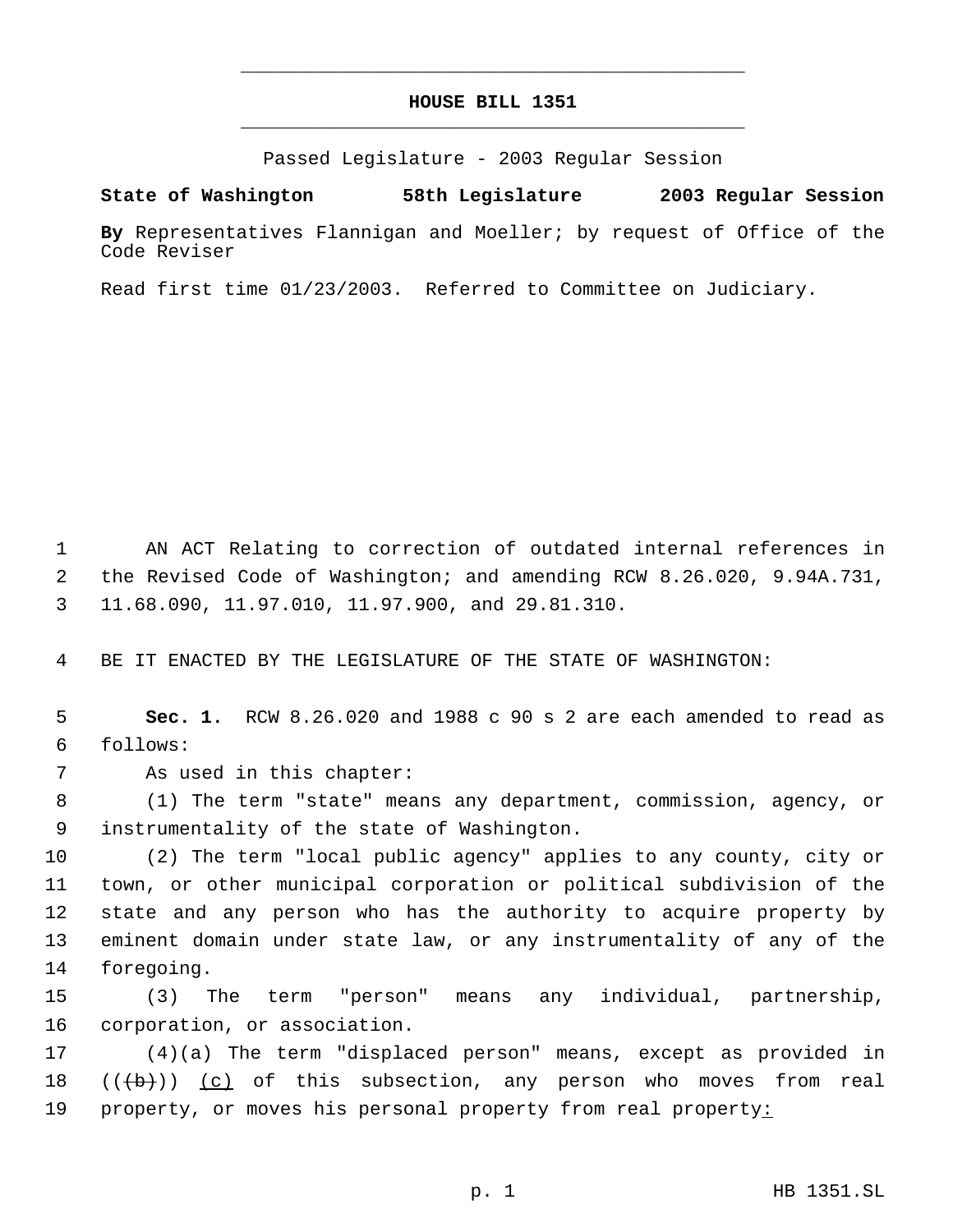# HOUSE BILL 1351

Passed Legislature - 2003 Regular Session

**State of Washington 58th Legislature 2003 Regular Session**

**By** Representatives Flannigan and Moeller; by request of Office of the Code Reviser

Read first time 01/23/2003. Referred to Committee on Judiciary.

AN ACT Relating to correction of outdated internal references in the Revised Code of Washington; and amending RCW 8.26.020, 9.94A.731, 11.68.090, 11.97.010, 11.97.900, and 29.81.310.

BE IT ENACTED BY THE LEGISLATURE OF THE STATE OF WASHINGTON:

**Sec. 1.** RCW 8.26.020 and 1988 c 90 s 2 are each amended to read as follows:

As used in this chapter:

(1) The term "state" means any department, commission, agency, or instrumentality of the state of Washington.

(2) The term "local public agency" applies to any county, city or town, or other municipal corporation or political subdivision of the state and any person who has the authority to acquire property by eminent domain under state law, or any instrumentality of any of the foregoing.

(3) The term "person" means any individual, partnership, corporation, or association.

(4)(a) The term "displaced person" means, except as provided in ((~~(b)~~)) <u>(c)</u> of this subsection, any person who moves from real property, or moves his personal property from real property<u>:</u>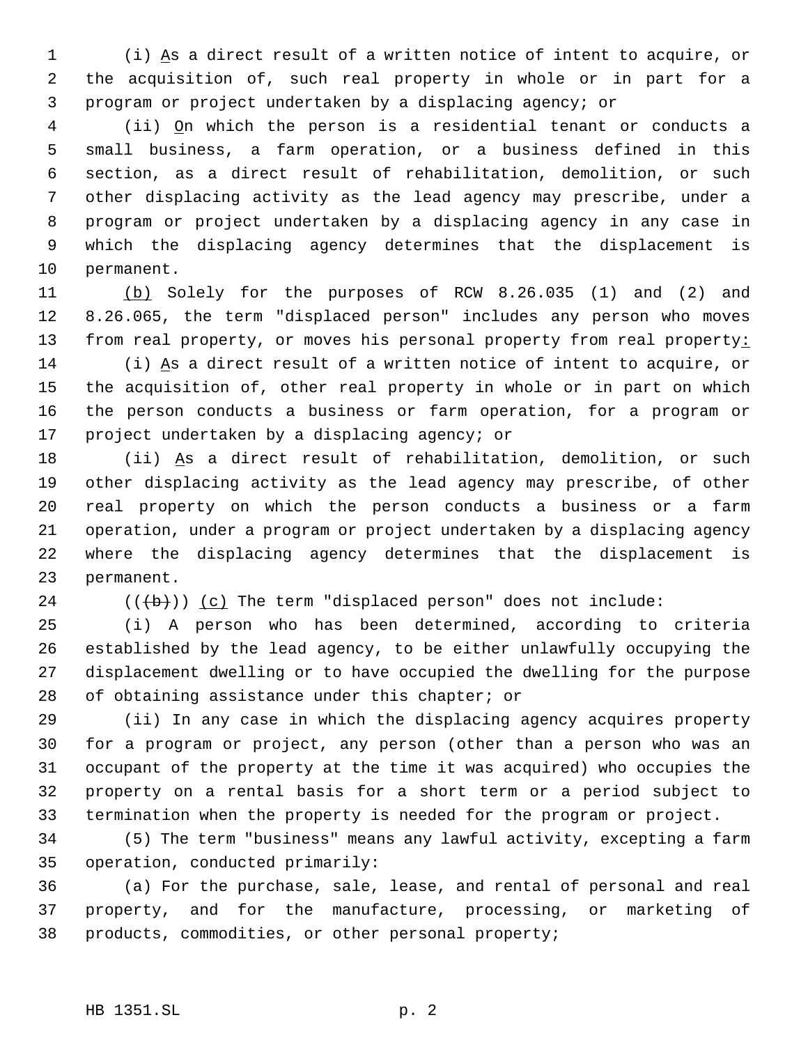(i) As a direct result of a written notice of intent to acquire, or the acquisition of, such real property in whole or in part for a program or project undertaken by a displacing agency; or

(ii) On which the person is a residential tenant or conducts a small business, a farm operation, or a business defined in this section, as a direct result of rehabilitation, demolition, or such other displacing activity as the lead agency may prescribe, under a program or project undertaken by a displacing agency in any case in which the displacing agency determines that the displacement is permanent.

(b) Solely for the purposes of RCW 8.26.035 (1) and (2) and 8.26.065, the term "displaced person" includes any person who moves from real property, or moves his personal property from real property:

(i) As a direct result of a written notice of intent to acquire, or the acquisition of, other real property in whole or in part on which the person conducts a business or farm operation, for a program or project undertaken by a displacing agency; or

(ii) As a direct result of rehabilitation, demolition, or such other displacing activity as the lead agency may prescribe, of other real property on which the person conducts a business or a farm operation, under a program or project undertaken by a displacing agency where the displacing agency determines that the displacement is permanent.

((~~(b)~~)) (c) The term "displaced person" does not include:

(i) A person who has been determined, according to criteria established by the lead agency, to be either unlawfully occupying the displacement dwelling or to have occupied the dwelling for the purpose of obtaining assistance under this chapter; or

(ii) In any case in which the displacing agency acquires property for a program or project, any person (other than a person who was an occupant of the property at the time it was acquired) who occupies the property on a rental basis for a short term or a period subject to termination when the property is needed for the program or project.

(5) The term "business" means any lawful activity, excepting a farm operation, conducted primarily:

(a) For the purchase, sale, lease, and rental of personal and real property, and for the manufacture, processing, or marketing of products, commodities, or other personal property;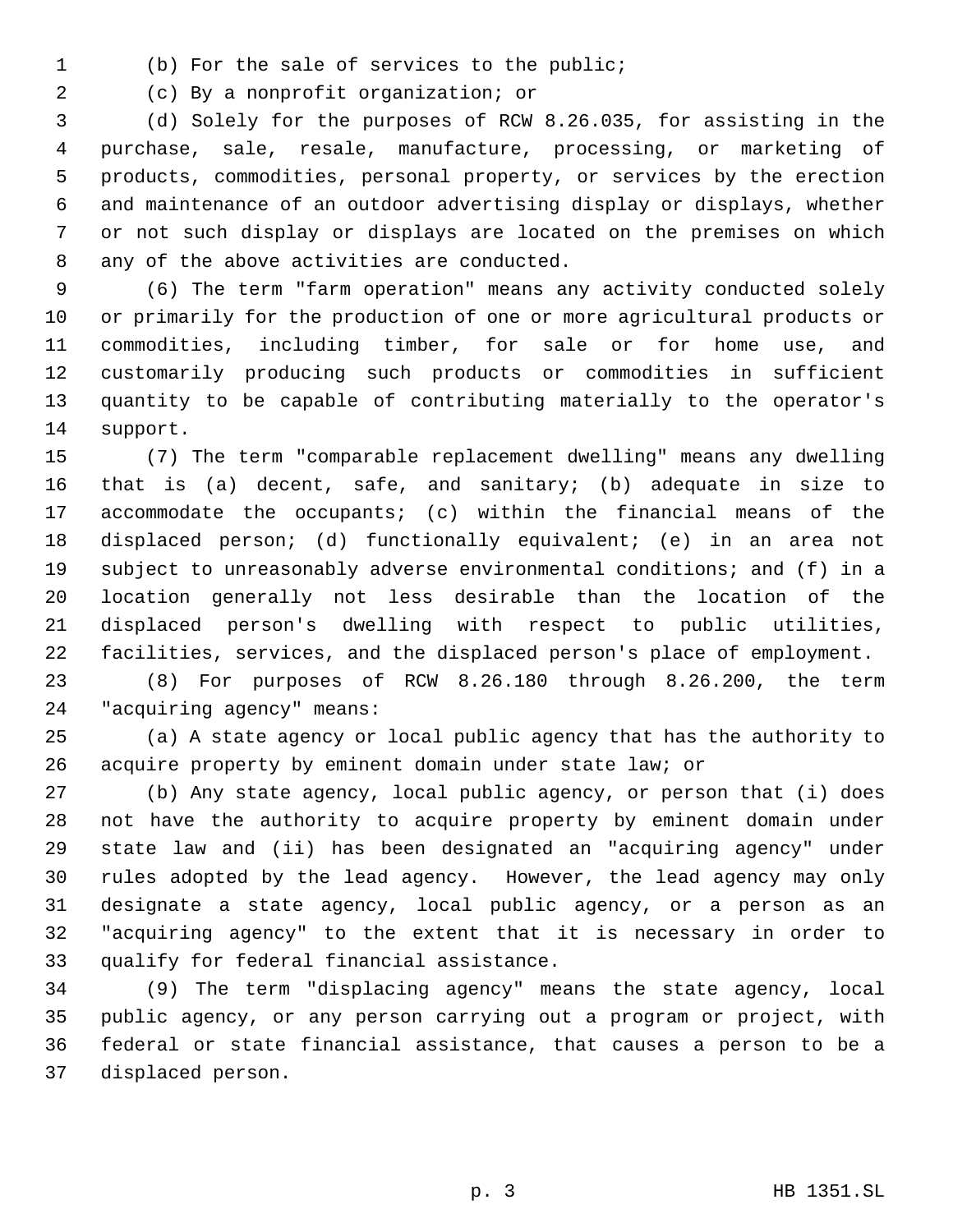(b) For the sale of services to the public;

(c) By a nonprofit organization; or

(d) Solely for the purposes of RCW 8.26.035, for assisting in the purchase, sale, resale, manufacture, processing, or marketing of products, commodities, personal property, or services by the erection and maintenance of an outdoor advertising display or displays, whether or not such display or displays are located on the premises on which any of the above activities are conducted.

(6) The term "farm operation" means any activity conducted solely or primarily for the production of one or more agricultural products or commodities, including timber, for sale or for home use, and customarily producing such products or commodities in sufficient quantity to be capable of contributing materially to the operator's support.

(7) The term "comparable replacement dwelling" means any dwelling that is (a) decent, safe, and sanitary; (b) adequate in size to accommodate the occupants; (c) within the financial means of the displaced person; (d) functionally equivalent; (e) in an area not subject to unreasonably adverse environmental conditions; and (f) in a location generally not less desirable than the location of the displaced person's dwelling with respect to public utilities, facilities, services, and the displaced person's place of employment.

(8) For purposes of RCW 8.26.180 through 8.26.200, the term "acquiring agency" means:

(a) A state agency or local public agency that has the authority to acquire property by eminent domain under state law; or

(b) Any state agency, local public agency, or person that (i) does not have the authority to acquire property by eminent domain under state law and (ii) has been designated an "acquiring agency" under rules adopted by the lead agency. However, the lead agency may only designate a state agency, local public agency, or a person as an "acquiring agency" to the extent that it is necessary in order to qualify for federal financial assistance.

(9) The term "displacing agency" means the state agency, local public agency, or any person carrying out a program or project, with federal or state financial assistance, that causes a person to be a displaced person.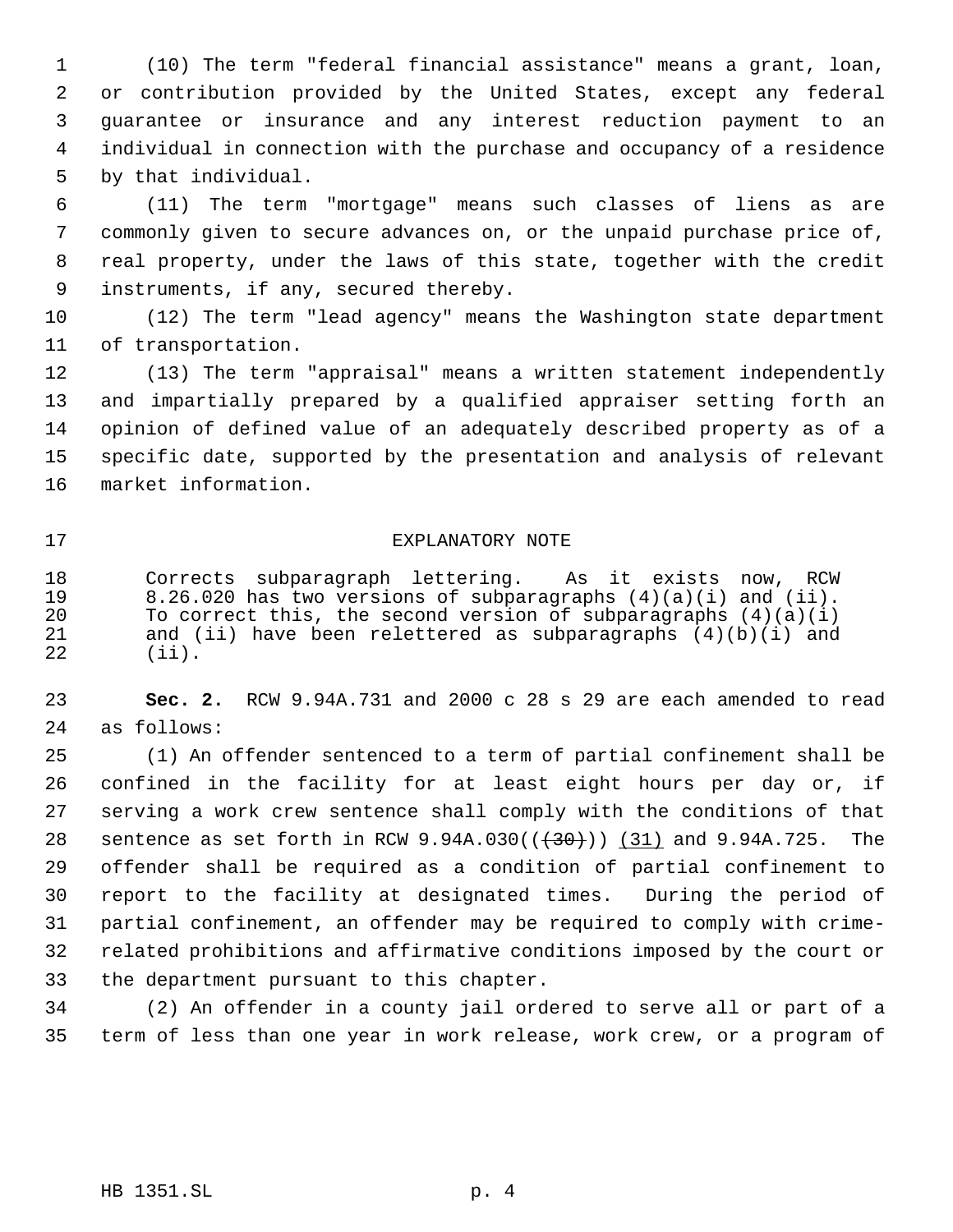(10) The term "federal financial assistance" means a grant, loan, or contribution provided by the United States, except any federal guarantee or insurance and any interest reduction payment to an individual in connection with the purchase and occupancy of a residence by that individual.

(11) The term "mortgage" means such classes of liens as are commonly given to secure advances on, or the unpaid purchase price of, real property, under the laws of this state, together with the credit instruments, if any, secured thereby.

(12) The term "lead agency" means the Washington state department of transportation.

(13) The term "appraisal" means a written statement independently and impartially prepared by a qualified appraiser setting forth an opinion of defined value of an adequately described property as of a specific date, supported by the presentation and analysis of relevant market information.

EXPLANATORY NOTE

Corrects subparagraph lettering. As it exists now, RCW 8.26.020 has two versions of subparagraphs (4)(a)(i) and (ii). To correct this, the second version of subparagraphs (4)(a)(i) and (ii) have been relettered as subparagraphs (4)(b)(i) and (ii).

**Sec. 2.** RCW 9.94A.731 and 2000 c 28 s 29 are each amended to read as follows:

(1) An offender sentenced to a term of partial confinement shall be confined in the facility for at least eight hours per day or, if serving a work crew sentence shall comply with the conditions of that sentence as set forth in RCW 9.94A.030((~~(30)~~)) <u>(31)</u> and 9.94A.725. The offender shall be required as a condition of partial confinement to report to the facility at designated times. During the period of partial confinement, an offender may be required to comply with crime-related prohibitions and affirmative conditions imposed by the court or the department pursuant to this chapter.

(2) An offender in a county jail ordered to serve all or part of a term of less than one year in work release, work crew, or a program of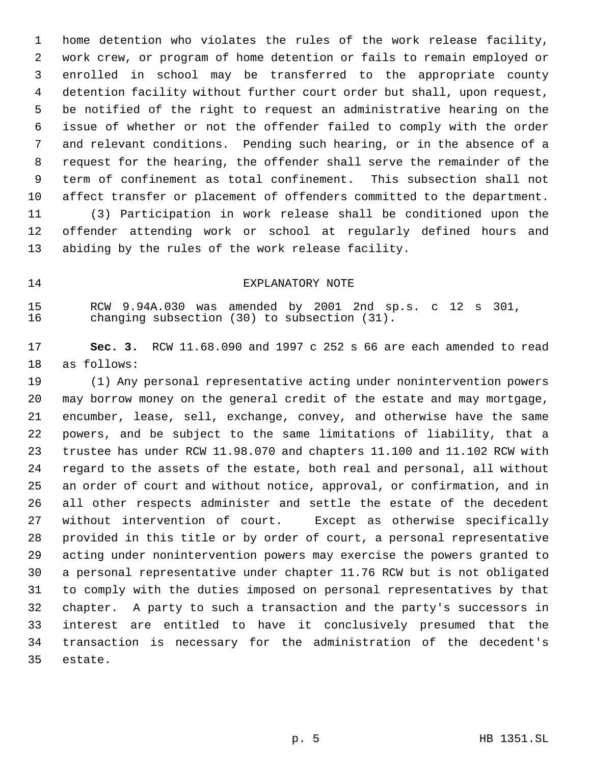home detention who violates the rules of the work release facility, work crew, or program of home detention or fails to remain employed or enrolled in school may be transferred to the appropriate county detention facility without further court order but shall, upon request, be notified of the right to request an administrative hearing on the issue of whether or not the offender failed to comply with the order and relevant conditions. Pending such hearing, or in the absence of a request for the hearing, the offender shall serve the remainder of the term of confinement as total confinement. This subsection shall not affect transfer or placement of offenders committed to the department.

(3) Participation in work release shall be conditioned upon the offender attending work or school at regularly defined hours and abiding by the rules of the work release facility.

EXPLANATORY NOTE

RCW 9.94A.030 was amended by 2001 2nd sp.s. c 12 s 301, changing subsection (30) to subsection (31).

**Sec. 3.** RCW 11.68.090 and 1997 c 252 s 66 are each amended to read as follows:

(1) Any personal representative acting under nonintervention powers may borrow money on the general credit of the estate and may mortgage, encumber, lease, sell, exchange, convey, and otherwise have the same powers, and be subject to the same limitations of liability, that a trustee has under RCW 11.98.070 and chapters 11.100 and 11.102 RCW with regard to the assets of the estate, both real and personal, all without an order of court and without notice, approval, or confirmation, and in all other respects administer and settle the estate of the decedent without intervention of court. Except as otherwise specifically provided in this title or by order of court, a personal representative acting under nonintervention powers may exercise the powers granted to a personal representative under chapter 11.76 RCW but is not obligated to comply with the duties imposed on personal representatives by that chapter. A party to such a transaction and the party's successors in interest are entitled to have it conclusively presumed that the transaction is necessary for the administration of the decedent's estate.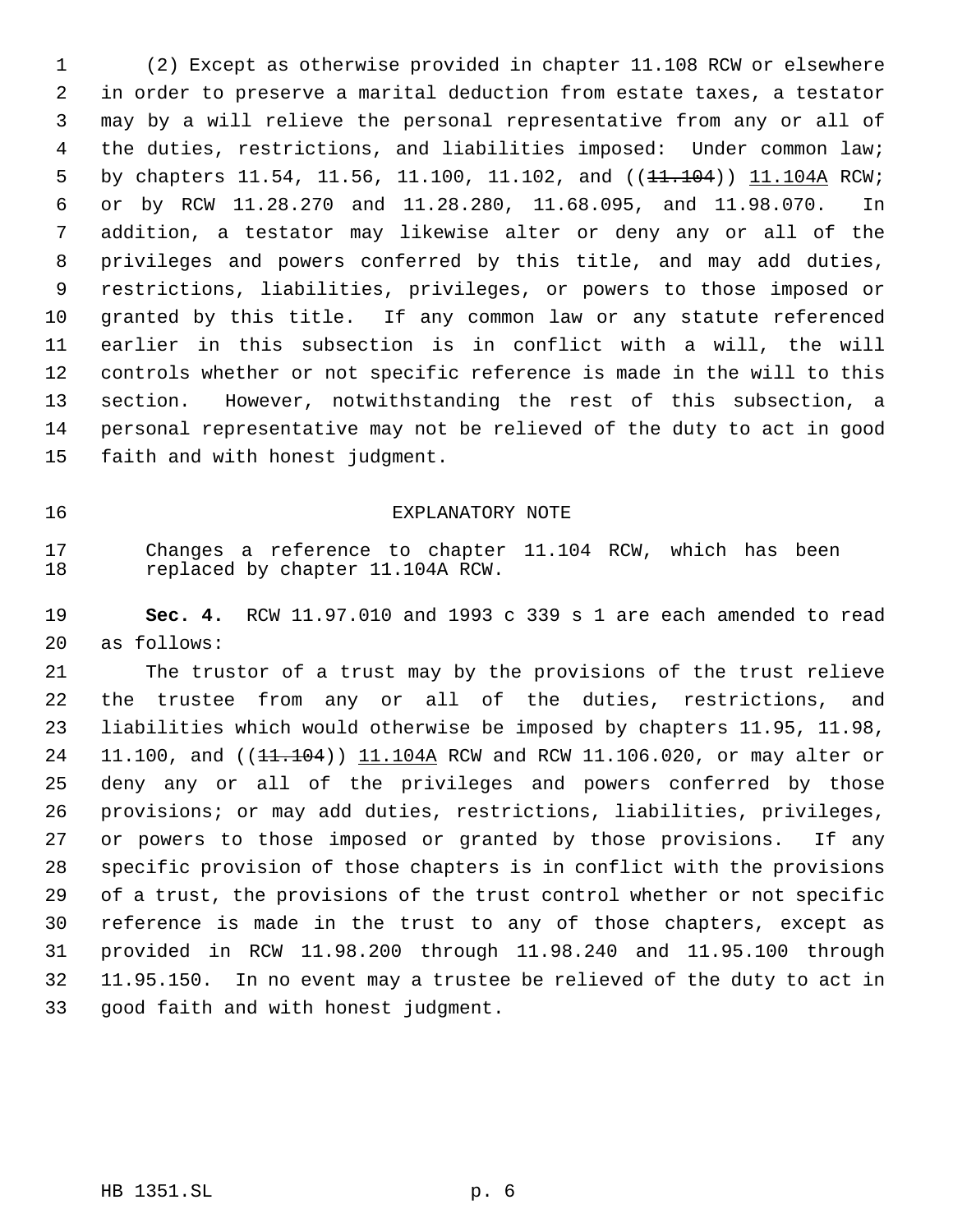(2) Except as otherwise provided in chapter 11.108 RCW or elsewhere in order to preserve a marital deduction from estate taxes, a testator may by a will relieve the personal representative from any or all of the duties, restrictions, and liabilities imposed: Under common law; by chapters 11.54, 11.56, 11.100, 11.102, and ((~~11.104~~)) 11.104A RCW; or by RCW 11.28.270 and 11.28.280, 11.68.095, and 11.98.070. In addition, a testator may likewise alter or deny any or all of the privileges and powers conferred by this title, and may add duties, restrictions, liabilities, privileges, or powers to those imposed or granted by this title. If any common law or any statute referenced earlier in this subsection is in conflict with a will, the will controls whether or not specific reference is made in the will to this section. However, notwithstanding the rest of this subsection, a personal representative may not be relieved of the duty to act in good faith and with honest judgment.

EXPLANATORY NOTE

Changes a reference to chapter 11.104 RCW, which has been replaced by chapter 11.104A RCW.

**Sec. 4.** RCW 11.97.010 and 1993 c 339 s 1 are each amended to read as follows:

The trustor of a trust may by the provisions of the trust relieve the trustee from any or all of the duties, restrictions, and liabilities which would otherwise be imposed by chapters 11.95, 11.98, 11.100, and ((~~11.104~~)) 11.104A RCW and RCW 11.106.020, or may alter or deny any or all of the privileges and powers conferred by those provisions; or may add duties, restrictions, liabilities, privileges, or powers to those imposed or granted by those provisions. If any specific provision of those chapters is in conflict with the provisions of a trust, the provisions of the trust control whether or not specific reference is made in the trust to any of those chapters, except as provided in RCW 11.98.200 through 11.98.240 and 11.95.100 through 11.95.150. In no event may a trustee be relieved of the duty to act in good faith and with honest judgment.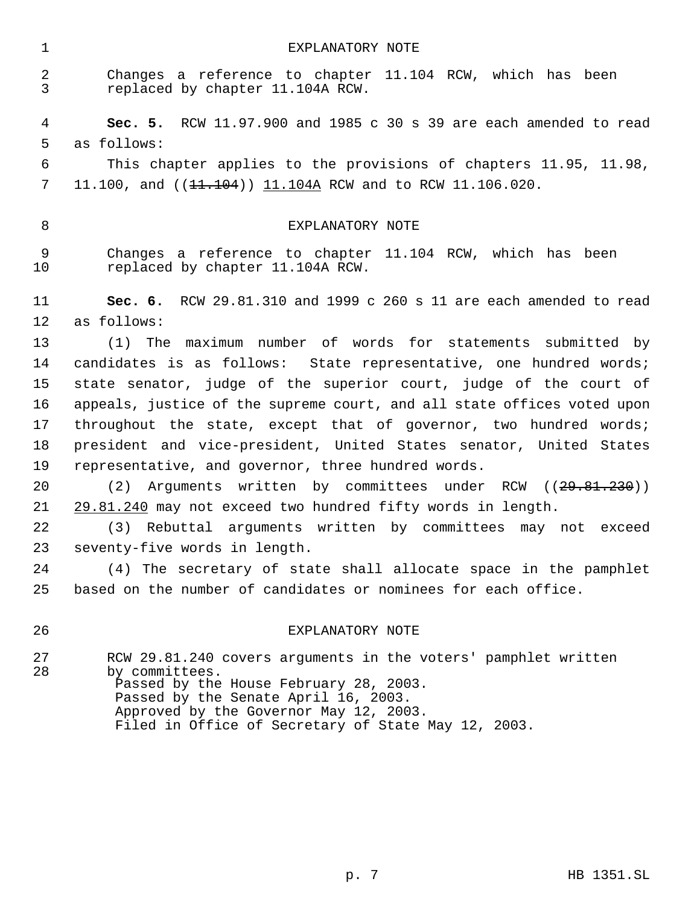EXPLANATORY NOTE

Changes a reference to chapter 11.104 RCW, which has been replaced by chapter 11.104A RCW.

**Sec. 5.** RCW 11.97.900 and 1985 c 30 s 39 are each amended to read as follows:

This chapter applies to the provisions of chapters 11.95, 11.98, 11.100, and ((~~11.104~~)) <u>11.104A</u> RCW and to RCW 11.106.020.

EXPLANATORY NOTE

Changes a reference to chapter 11.104 RCW, which has been replaced by chapter 11.104A RCW.

**Sec. 6.** RCW 29.81.310 and 1999 c 260 s 11 are each amended to read as follows:

(1) The maximum number of words for statements submitted by candidates is as follows: State representative, one hundred words; state senator, judge of the superior court, judge of the court of appeals, justice of the supreme court, and all state offices voted upon throughout the state, except that of governor, two hundred words; president and vice-president, United States senator, United States representative, and governor, three hundred words.

(2) Arguments written by committees under RCW ((~~29.81.230~~)) <u>29.81.240</u> may not exceed two hundred fifty words in length.

(3) Rebuttal arguments written by committees may not exceed seventy-five words in length.

(4) The secretary of state shall allocate space in the pamphlet based on the number of candidates or nominees for each office.

EXPLANATORY NOTE

RCW 29.81.240 covers arguments in the voters' pamphlet written by committees.

Passed by the House February 28, 2003.
Passed by the Senate April 16, 2003.
Approved by the Governor May 12, 2003.
Filed in Office of Secretary of State May 12, 2003.